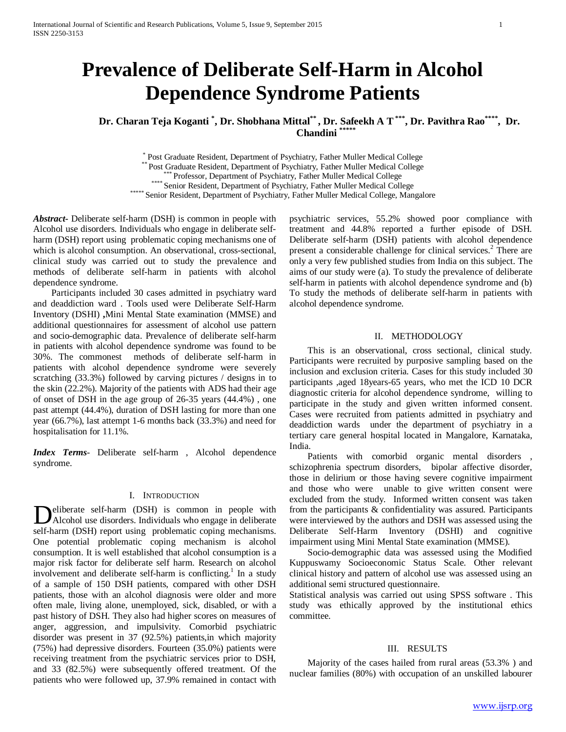# Prevalence of Deliberate Self-Harm in Alcohol Dependence Syndrome Patients

**Dr. Charan Teja Koganti [*], Dr. Shobhana Mittal[**], Dr. Safeekh A T[***], Dr. Pavithra Rao[****], Dr. Chandini [*****]**

[*] Post Graduate Resident, Department of Psychiatry, Father Muller Medical College
[**] Post Graduate Resident, Department of Psychiatry, Father Muller Medical College
[***] Professor, Department of Psychiatry, Father Muller Medical College
[****] Senior Resident, Department of Psychiatry, Father Muller Medical College
[*****] Senior Resident, Department of Psychiatry, Father Muller Medical College, Mangalore

***Abstract*-** Deliberate self-harm (DSH) is common in people with Alcohol use disorders. Individuals who engage in deliberate self-harm (DSH) report using problematic coping mechanisms one of which is alcohol consumption. An observational, cross-sectional, clinical study was carried out to study the prevalence and methods of deliberate self-harm in patients with alcohol dependence syndrome.

Participants included 30 cases admitted in psychiatry ward and deaddiction ward . Tools used were Deliberate Self-Harm Inventory (DSHI) **,**Mini Mental State examination (MMSE) and additional questionnaires for assessment of alcohol use pattern and socio-demographic data. Prevalence of deliberate self-harm in patients with alcohol dependence syndrome was found to be 30%. The commonest methods of deliberate self-harm in patients with alcohol dependence syndrome were severely scratching (33.3%) followed by carving pictures / designs in to the skin (22.2%). Majority of the patients with ADS had their age of onset of DSH in the age group of 26-35 years (44.4%) , one past attempt (44.4%), duration of DSH lasting for more than one year (66.7%), last attempt 1-6 months back (33.3%) and need for hospitalisation for 11.1%.

***Index Terms***- Deliberate self-harm , Alcohol dependence syndrome.

## I. Introduction

Deliberate self-harm (DSH) is common in people with Alcohol use disorders. Individuals who engage in deliberate self-harm (DSH) report using problematic coping mechanisms. One potential problematic coping mechanism is alcohol consumption. It is well established that alcohol consumption is a major risk factor for deliberate self harm. Research on alcohol involvement and deliberate self-harm is conflicting.[1] In a study of a sample of 150 DSH patients, compared with other DSH patients, those with an alcohol diagnosis were older and more often male, living alone, unemployed, sick, disabled, or with a past history of DSH. They also had higher scores on measures of anger, aggression, and impulsivity. Comorbid psychiatric disorder was present in 37 (92.5%) patients,in which majority (75%) had depressive disorders. Fourteen (35.0%) patients were receiving treatment from the psychiatric services prior to DSH, and 33 (82.5%) were subsequently offered treatment. Of the patients who were followed up, 37.9% remained in contact with psychiatric services, 55.2% showed poor compliance with treatment and 44.8% reported a further episode of DSH. Deliberate self-harm (DSH) patients with alcohol dependence present a considerable challenge for clinical services.[2] There are only a very few published studies from India on this subject. The aims of our study were (a). To study the prevalence of deliberate self-harm in patients with alcohol dependence syndrome and (b) To study the methods of deliberate self-harm in patients with alcohol dependence syndrome.

## II. Methodology

This is an observational, cross sectional, clinical study. Participants were recruited by purposive sampling based on the inclusion and exclusion criteria. Cases for this study included 30 participants ,aged 18years-65 years, who met the ICD 10 DCR diagnostic criteria for alcohol dependence syndrome, willing to participate in the study and given written informed consent. Cases were recruited from patients admitted in psychiatry and deaddiction wards under the department of psychiatry in a tertiary care general hospital located in Mangalore, Karnataka, India.

Patients with comorbid organic mental disorders , schizophrenia spectrum disorders, bipolar affective disorder, those in delirium or those having severe cognitive impairment and those who were unable to give written consent were excluded from the study. Informed written consent was taken from the participants & confidentiality was assured. Participants were interviewed by the authors and DSH was assessed using the Deliberate Self-Harm Inventory (DSHI) and cognitive impairment using Mini Mental State examination (MMSE).

Socio-demographic data was assessed using the Modified Kuppuswamy Socioeconomic Status Scale. Other relevant clinical history and pattern of alcohol use was assessed using an additional semi structured questionnaire.

Statistical analysis was carried out using SPSS software . This study was ethically approved by the institutional ethics committee.

## III. Results

Majority of the cases hailed from rural areas (53.3% ) and nuclear families (80%) with occupation of an unskilled labourer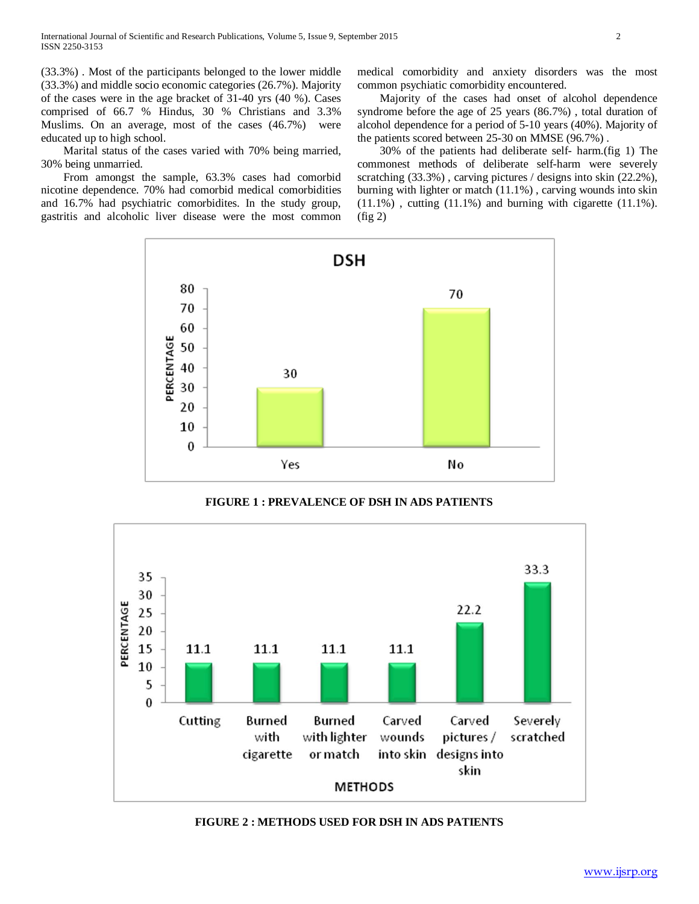(33.3%) . Most of the participants belonged to the lower middle (33.3%) and middle socio economic categories (26.7%). Majority of the cases were in the age bracket of 31-40 yrs (40 %). Cases comprised of 66.7 % Hindus, 30 % Christians and 3.3% Muslims. On an average, most of the cases (46.7%) were educated up to high school.

Marital status of the cases varied with 70% being married, 30% being unmarried.

From amongst the sample, 63.3% cases had comorbid nicotine dependence. 70% had comorbid medical comorbidities and 16.7% had psychiatric comorbidites. In the study group, gastritis and alcoholic liver disease were the most common medical comorbidity and anxiety disorders was the most common psychiatic comorbidity encountered.

Majority of the cases had onset of alcohol dependence syndrome before the age of 25 years (86.7%) , total duration of alcohol dependence for a period of 5-10 years (40%). Majority of the patients scored between 25-30 on MMSE (96.7%) .

30% of the patients had deliberate self- harm.(fig 1) The commonest methods of deliberate self-harm were severely scratching (33.3%) , carving pictures / designs into skin (22.2%), burning with lighter or match (11.1%) , carving wounds into skin (11.1%) , cutting (11.1%) and burning with cigarette (11.1%). (fig 2)

**FIGURE 1 : PREVALENCE OF DSH IN ADS PATIENTS**

**FIGURE 2 : METHODS USED FOR DSH IN ADS PATIENTS**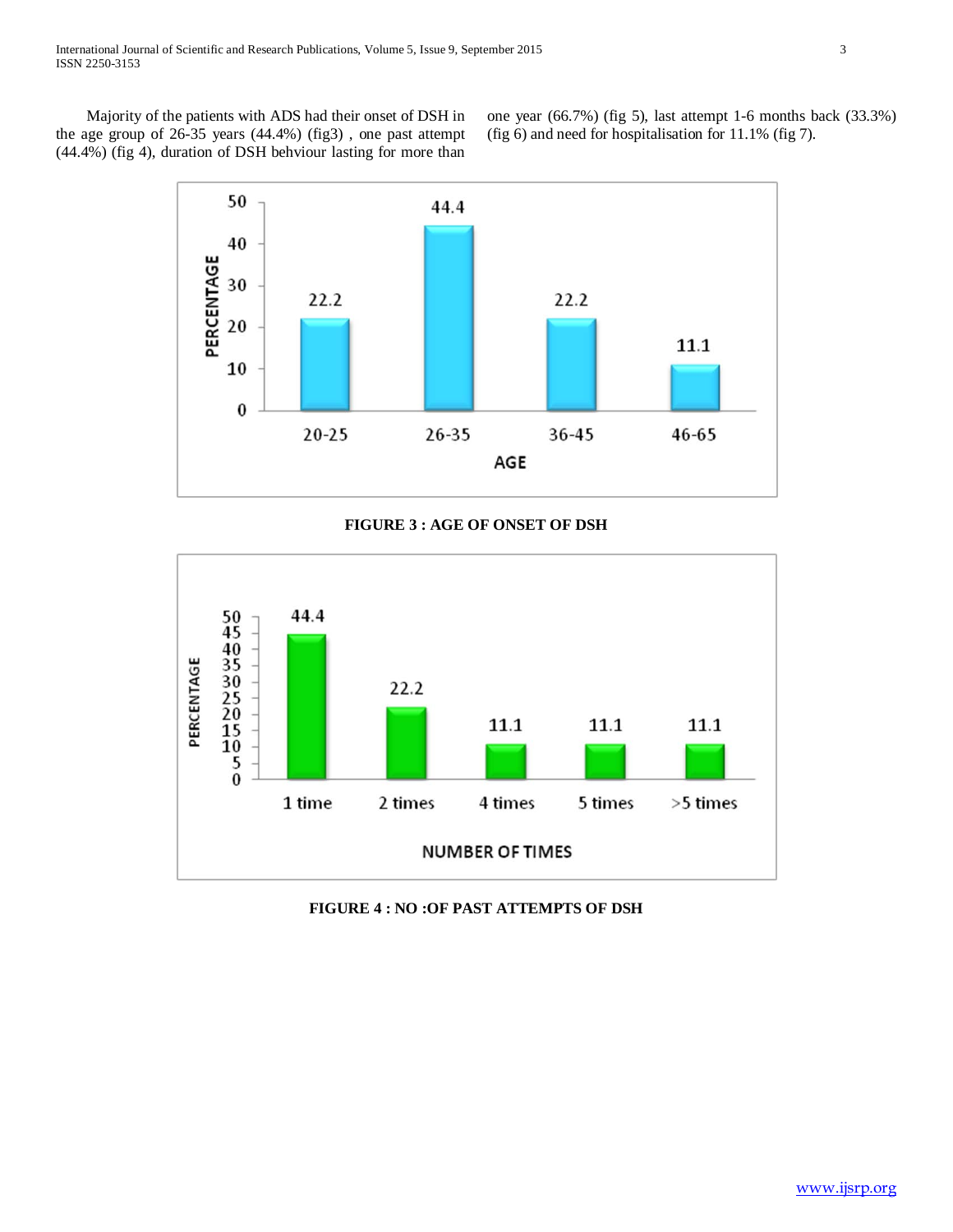Majority of the patients with ADS had their onset of DSH in the age group of 26-35 years (44.4%) (fig3) , one past attempt (44.4%) (fig 4), duration of DSH behviour lasting for more than one year (66.7%) (fig 5), last attempt 1-6 months back (33.3%) (fig 6) and need for hospitalisation for 11.1% (fig 7).

**FIGURE 3 : AGE OF ONSET OF DSH**

**FIGURE 4 : NO :OF PAST ATTEMPTS OF DSH**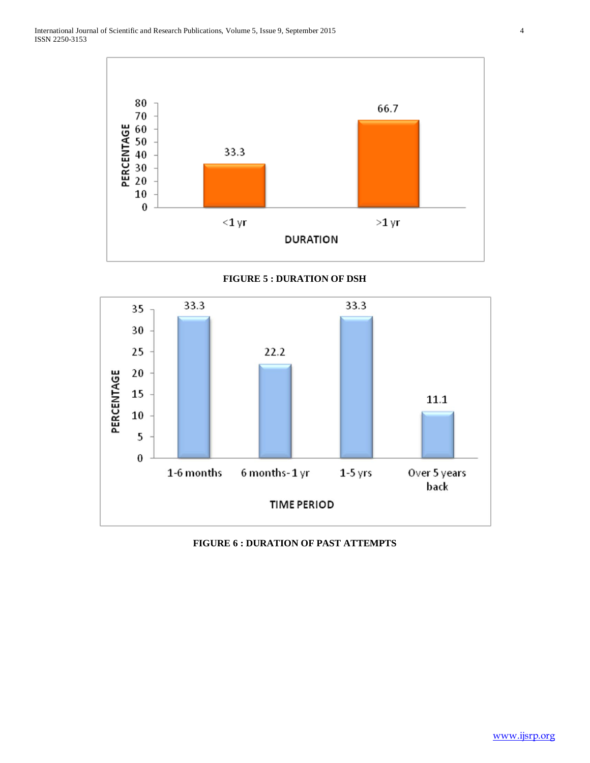**FIGURE 5 : DURATION OF DSH**

**FIGURE 6 : DURATION OF PAST ATTEMPTS**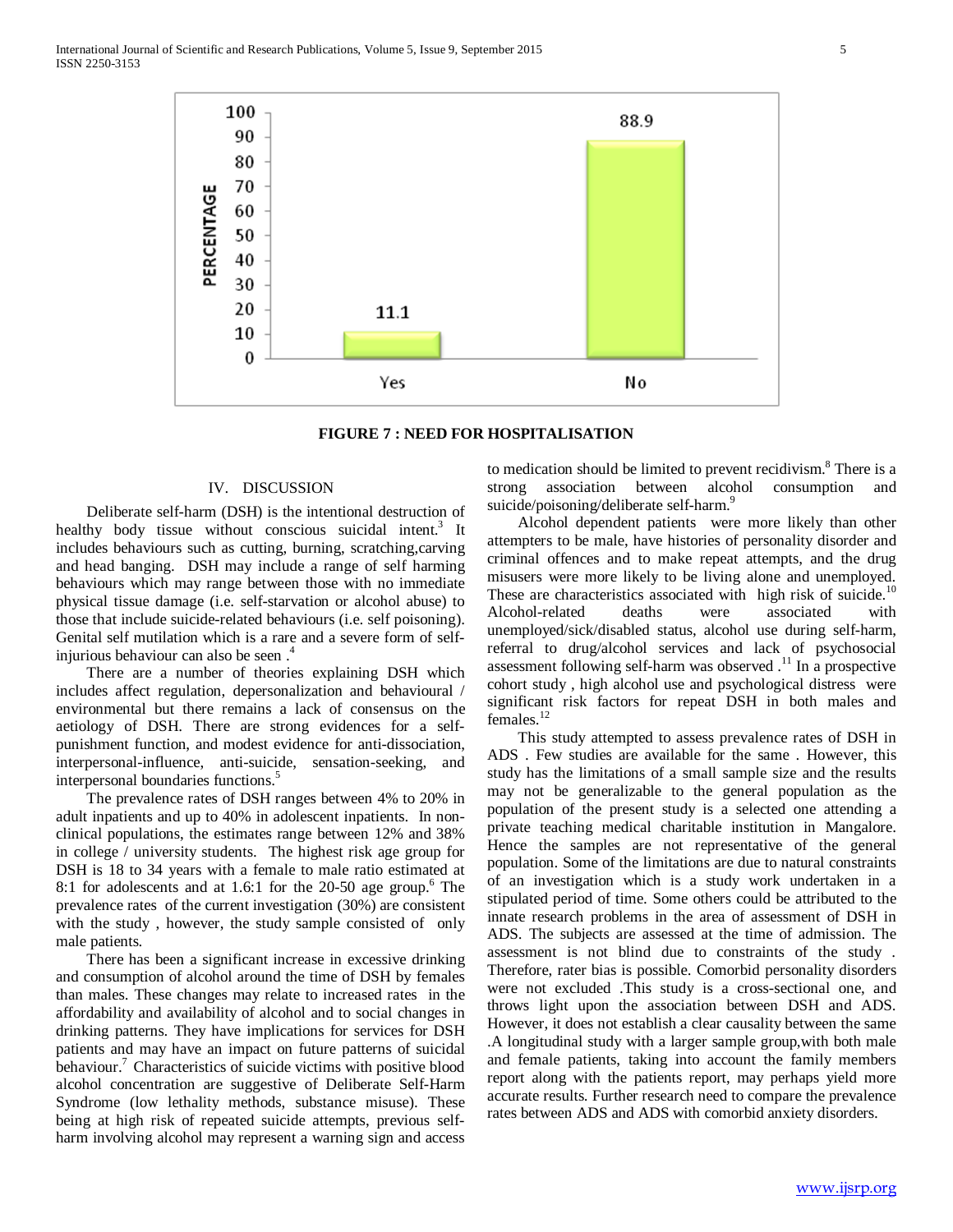FIGURE 7 : NEED FOR HOSPITALISATION

## IV. DISCUSSION

Deliberate self-harm (DSH) is the intentional destruction of healthy body tissue without conscious suicidal intent.[3] It includes behaviours such as cutting, burning, scratching,carving and head banging. DSH may include a range of self harming behaviours which may range between those with no immediate physical tissue damage (i.e. self-starvation or alcohol abuse) to those that include suicide-related behaviours (i.e. self poisoning). Genital self mutilation which is a rare and a severe form of self-injurious behaviour can also be seen .[4]

There are a number of theories explaining DSH which includes affect regulation, depersonalization and behavioural / environmental but there remains a lack of consensus on the aetiology of DSH. There are strong evidences for a self-punishment function, and modest evidence for anti-dissociation, interpersonal-influence, anti-suicide, sensation-seeking, and interpersonal boundaries functions.[5]

The prevalence rates of DSH ranges between 4% to 20% in adult inpatients and up to 40% in adolescent inpatients. In non-clinical populations, the estimates range between 12% and 38% in college / university students. The highest risk age group for DSH is 18 to 34 years with a female to male ratio estimated at 8:1 for adolescents and at 1.6:1 for the 20-50 age group.[6] The prevalence rates of the current investigation (30%) are consistent with the study , however, the study sample consisted of only male patients.

There has been a significant increase in excessive drinking and consumption of alcohol around the time of DSH by females than males. These changes may relate to increased rates in the affordability and availability of alcohol and to social changes in drinking patterns. They have implications for services for DSH patients and may have an impact on future patterns of suicidal behaviour.[7] Characteristics of suicide victims with positive blood alcohol concentration are suggestive of Deliberate Self-Harm Syndrome (low lethality methods, substance misuse). These being at high risk of repeated suicide attempts, previous self-harm involving alcohol may represent a warning sign and access to medication should be limited to prevent recidivism.[8] There is a strong association between alcohol consumption and suicide/poisoning/deliberate self-harm.[9]

Alcohol dependent patients were more likely than other attempters to be male, have histories of personality disorder and criminal offences and to make repeat attempts, and the drug misusers were more likely to be living alone and unemployed. These are characteristics associated with high risk of suicide.[10] Alcohol-related deaths were associated with unemployed/sick/disabled status, alcohol use during self-harm, referral to drug/alcohol services and lack of psychosocial assessment following self-harm was observed .[11] In a prospective cohort study , high alcohol use and psychological distress were significant risk factors for repeat DSH in both males and females.[12]

This study attempted to assess prevalence rates of DSH in ADS . Few studies are available for the same . However, this study has the limitations of a small sample size and the results may not be generalizable to the general population as the population of the present study is a selected one attending a private teaching medical charitable institution in Mangalore. Hence the samples are not representative of the general population. Some of the limitations are due to natural constraints of an investigation which is a study work undertaken in a stipulated period of time. Some others could be attributed to the innate research problems in the area of assessment of DSH in ADS. The subjects are assessed at the time of admission. The assessment is not blind due to constraints of the study . Therefore, rater bias is possible. Comorbid personality disorders were not excluded .This study is a cross-sectional one, and throws light upon the association between DSH and ADS. However, it does not establish a clear causality between the same .A longitudinal study with a larger sample group,with both male and female patients, taking into account the family members report along with the patients report, may perhaps yield more accurate results. Further research need to compare the prevalence rates between ADS and ADS with comorbid anxiety disorders.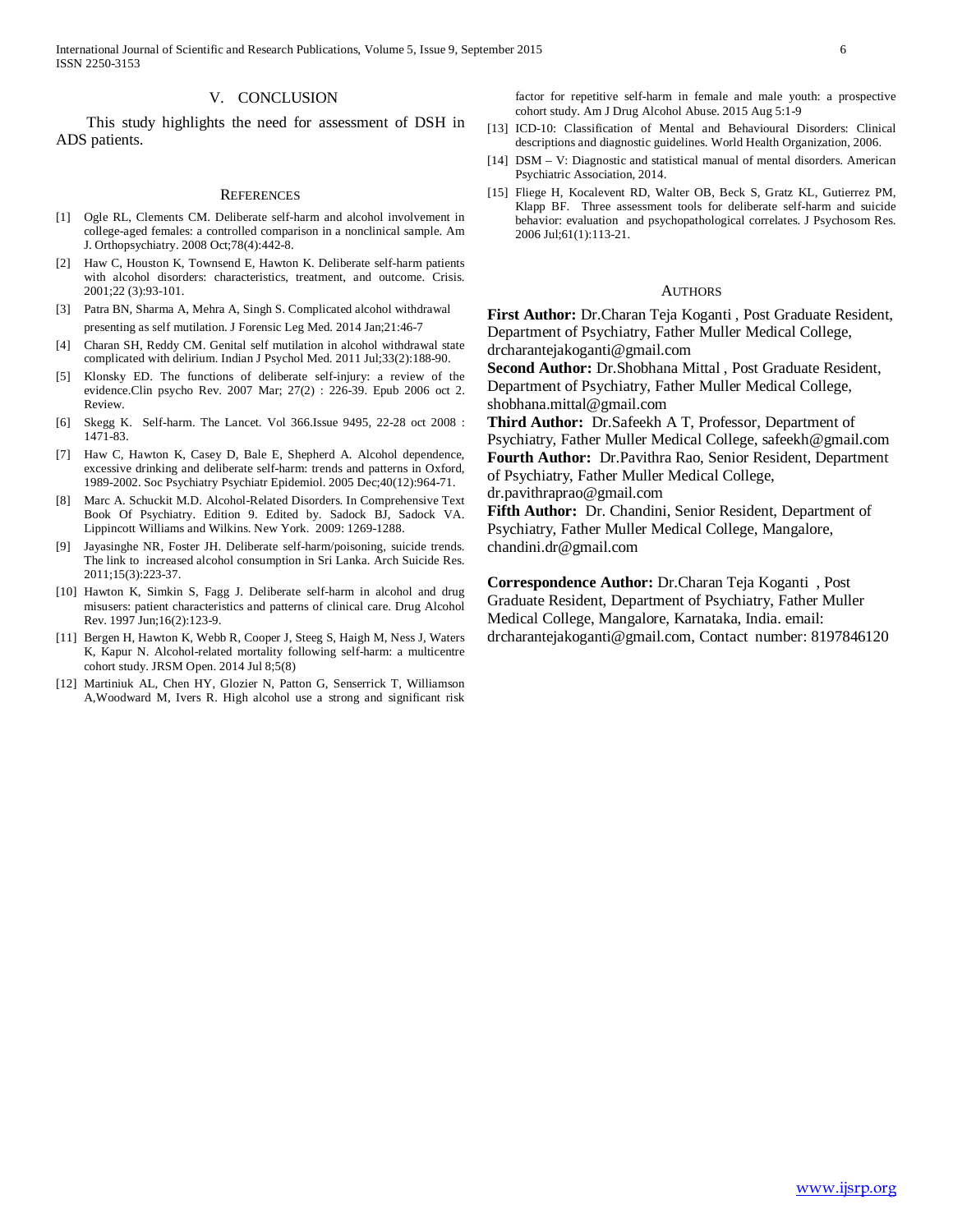## V. CONCLUSION

This study highlights the need for assessment of DSH in ADS patients.

## REFERENCES

[1] Ogle RL, Clements CM. Deliberate self-harm and alcohol involvement in college-aged females: a controlled comparison in a nonclinical sample. Am J. Orthopsychiatry. 2008 Oct;78(4):442-8.

[2] Haw C, Houston K, Townsend E, Hawton K. Deliberate self-harm patients with alcohol disorders: characteristics, treatment, and outcome. Crisis. 2001;22 (3):93-101.

[3] Patra BN, Sharma A, Mehra A, Singh S. Complicated alcohol withdrawal presenting as self mutilation. J Forensic Leg Med. 2014 Jan;21:46-7

[4] Charan SH, Reddy CM. Genital self mutilation in alcohol withdrawal state complicated with delirium. Indian J Psychol Med. 2011 Jul;33(2):188-90.

[5] Klonsky ED. The functions of deliberate self-injury: a review of the evidence.Clin psycho Rev. 2007 Mar; 27(2) : 226-39. Epub 2006 oct 2. Review.

[6] Skegg K. Self-harm. The Lancet. Vol 366.Issue 9495, 22-28 oct 2008 : 1471-83.

[7] Haw C, Hawton K, Casey D, Bale E, Shepherd A. Alcohol dependence, excessive drinking and deliberate self-harm: trends and patterns in Oxford, 1989-2002. Soc Psychiatry Psychiatr Epidemiol. 2005 Dec;40(12):964-71.

[8] Marc A. Schuckit M.D. Alcohol-Related Disorders. In Comprehensive Text Book Of Psychiatry. Edition 9. Edited by. Sadock BJ, Sadock VA. Lippincott Williams and Wilkins. New York. 2009: 1269-1288.

[9] Jayasinghe NR, Foster JH. Deliberate self-harm/poisoning, suicide trends. The link to increased alcohol consumption in Sri Lanka. Arch Suicide Res. 2011;15(3):223-37.

[10] Hawton K, Simkin S, Fagg J. Deliberate self-harm in alcohol and drug misusers: patient characteristics and patterns of clinical care. Drug Alcohol Rev. 1997 Jun;16(2):123-9.

[11] Bergen H, Hawton K, Webb R, Cooper J, Steeg S, Haigh M, Ness J, Waters K, Kapur N. Alcohol-related mortality following self-harm: a multicentre cohort study. JRSM Open. 2014 Jul 8;5(8)

[12] Martiniuk AL, Chen HY, Glozier N, Patton G, Senserrick T, Williamson A,Woodward M, Ivers R. High alcohol use a strong and significant risk factor for repetitive self-harm in female and male youth: a prospective cohort study. Am J Drug Alcohol Abuse. 2015 Aug 5:1-9

[13] ICD-10: Classification of Mental and Behavioural Disorders: Clinical descriptions and diagnostic guidelines. World Health Organization, 2006.

[14] DSM – V: Diagnostic and statistical manual of mental disorders. American Psychiatric Association, 2014.

[15] Fliege H, Kocalevent RD, Walter OB, Beck S, Gratz KL, Gutierrez PM, Klapp BF. Three assessment tools for deliberate self-harm and suicide behavior: evaluation and psychopathological correlates. J Psychosom Res. 2006 Jul;61(1):113-21.

## AUTHORS

**First Author:** Dr.Charan Teja Koganti , Post Graduate Resident, Department of Psychiatry, Father Muller Medical College, drcharantejakoganti@gmail.com

**Second Author:** Dr.Shobhana Mittal , Post Graduate Resident, Department of Psychiatry, Father Muller Medical College, shobhana.mittal@gmail.com

**Third Author:** Dr.Safeekh A T, Professor, Department of Psychiatry, Father Muller Medical College, safeekh@gmail.com

**Fourth Author:** Dr.Pavithra Rao, Senior Resident, Department of Psychiatry, Father Muller Medical College, dr.pavithraprao@gmail.com

**Fifth Author:** Dr. Chandini, Senior Resident, Department of Psychiatry, Father Muller Medical College, Mangalore, chandini.dr@gmail.com

**Correspondence Author:** Dr.Charan Teja Koganti , Post Graduate Resident, Department of Psychiatry, Father Muller Medical College, Mangalore, Karnataka, India. email: drcharantejakoganti@gmail.com, Contact number: 8197846120